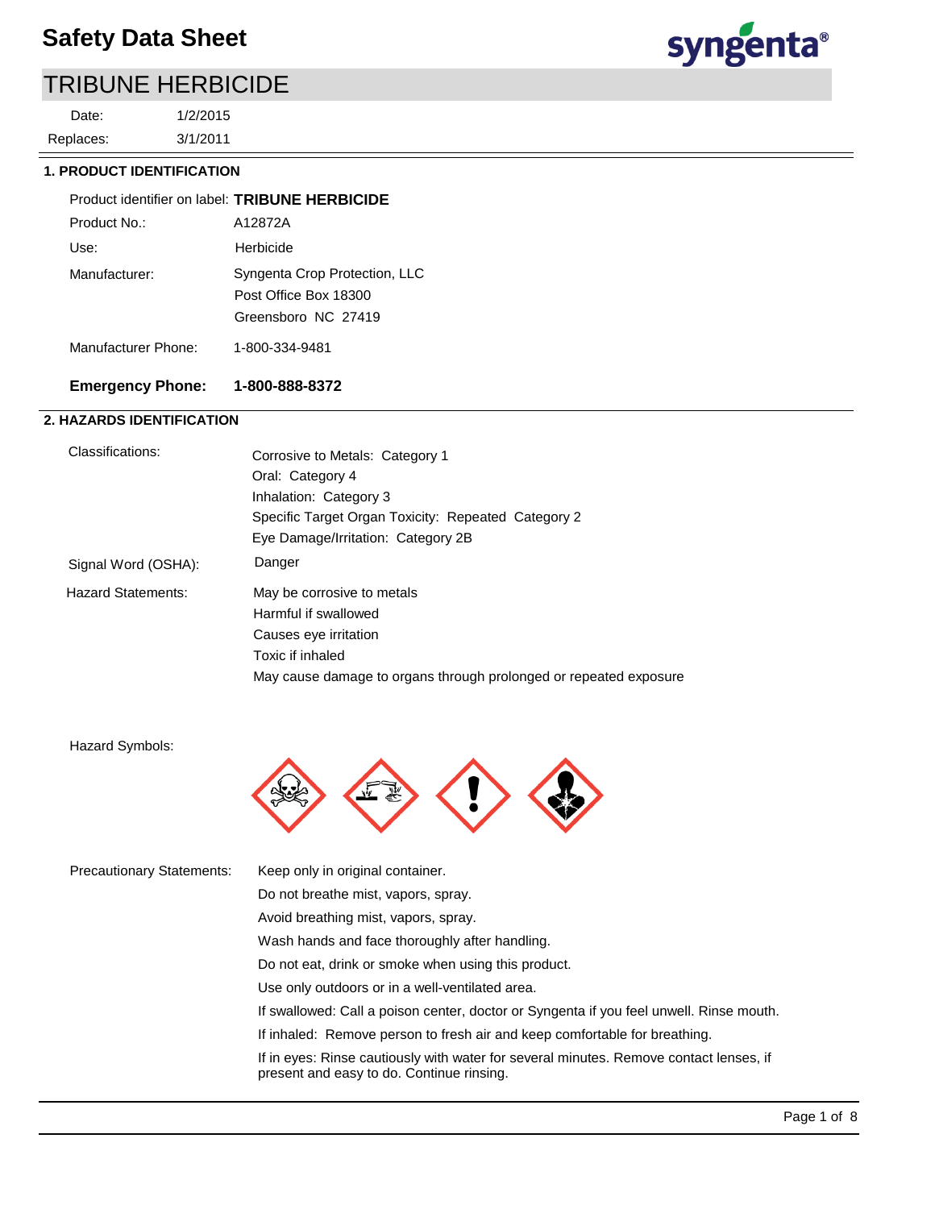# Safety Data Sheet

## TRIBUNE HERBICIDE

Date: 1/2/2015

Replaces: 3/1/2011

### 1. PRODUCT IDENTIFICATION

| | |
|---|---|
| Product identifier on label: | **TRIBUNE HERBICIDE** |
| Product No.: | A12872A |
| Use: | Herbicide |
| Manufacturer: | Syngenta Crop Protection, LLC<br>Post Office Box 18300<br>Greensboro NC 27419 |
| Manufacturer Phone: | 1-800-334-9481 |
| **Emergency Phone:** | **1-800-888-8372** |

### 2. HAZARDS IDENTIFICATION

**Classifications:**

Corrosive to Metals: Category 1
Oral: Category 4
Inhalation: Category 3
Specific Target Organ Toxicity: Repeated Category 2
Eye Damage/Irritation: Category 2B

**Signal Word (OSHA):** Danger

**Hazard Statements:**

May be corrosive to metals
Harmful if swallowed
Causes eye irritation
Toxic if inhaled
May cause damage to organs through prolonged or repeated exposure

**Hazard Symbols:**

**Precautionary Statements:**

Keep only in original container.
Do not breathe mist, vapors, spray.
Avoid breathing mist, vapors, spray.
Wash hands and face thoroughly after handling.
Do not eat, drink or smoke when using this product.
Use only outdoors or in a well-ventilated area.
If swallowed: Call a poison center, doctor or Syngenta if you feel unwell. Rinse mouth.
If inhaled: Remove person to fresh air and keep comfortable for breathing.
If in eyes: Rinse cautiously with water for several minutes. Remove contact lenses, if present and easy to do. Continue rinsing.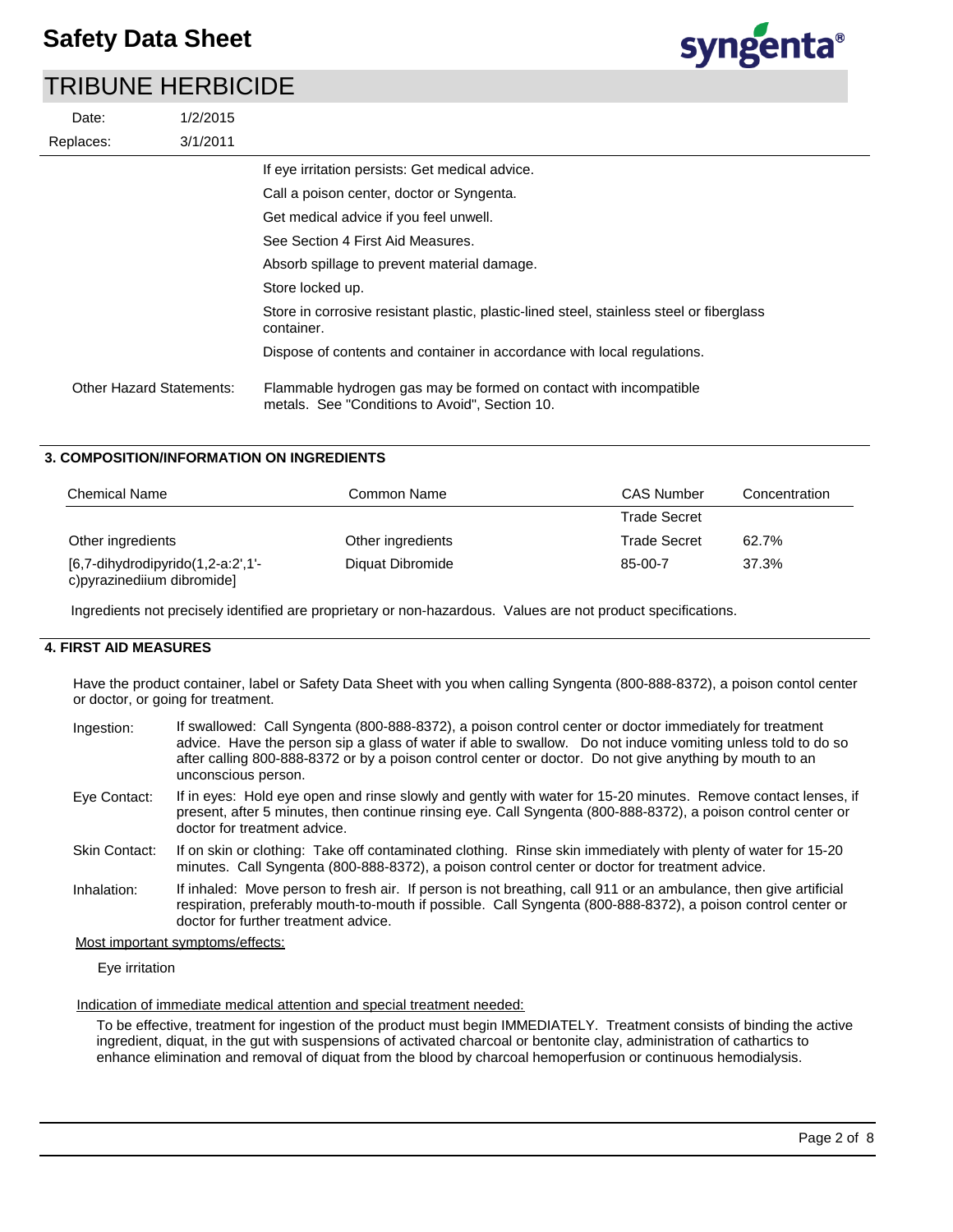If eye irritation persists: Get medical advice.

Call a poison center, doctor or Syngenta.

Get medical advice if you feel unwell.

See Section 4 First Aid Measures.

Absorb spillage to prevent material damage.

Store locked up.

Store in corrosive resistant plastic, plastic-lined steel, stainless steel or fiberglass container.

Dispose of contents and container in accordance with local regulations.

Other Hazard Statements: Flammable hydrogen gas may be formed on contact with incompatible metals. See "Conditions to Avoid", Section 10.

## 3. COMPOSITION/INFORMATION ON INGREDIENTS

| Chemical Name | Common Name | CAS Number | Concentration |
|---|---|---|---|
| | | Trade Secret | |
| Other ingredients | Other ingredients | Trade Secret | 62.7% |
| [6,7-dihydrodipyrido(1,2-a:2',1'-c)pyrazinediium dibromide] | Diquat Dibromide | 85-00-7 | 37.3% |

Ingredients not precisely identified are proprietary or non-hazardous. Values are not product specifications.

## 4. FIRST AID MEASURES

Have the product container, label or Safety Data Sheet with you when calling Syngenta (800-888-8372), a poison contol center or doctor, or going for treatment.

**Ingestion:** If swallowed: Call Syngenta (800-888-8372), a poison control center or doctor immediately for treatment advice. Have the person sip a glass of water if able to swallow. Do not induce vomiting unless told to do so after calling 800-888-8372 or by a poison control center or doctor. Do not give anything by mouth to an unconscious person.

**Eye Contact:** If in eyes: Hold eye open and rinse slowly and gently with water for 15-20 minutes. Remove contact lenses, if present, after 5 minutes, then continue rinsing eye. Call Syngenta (800-888-8372), a poison control center or doctor for treatment advice.

**Skin Contact:** If on skin or clothing: Take off contaminated clothing. Rinse skin immediately with plenty of water for 15-20 minutes. Call Syngenta (800-888-8372), a poison control center or doctor for treatment advice.

**Inhalation:** If inhaled: Move person to fresh air. If person is not breathing, call 911 or an ambulance, then give artificial respiration, preferably mouth-to-mouth if possible. Call Syngenta (800-888-8372), a poison control center or doctor for further treatment advice.

Most important symptoms/effects:

Eye irritation

Indication of immediate medical attention and special treatment needed:

To be effective, treatment for ingestion of the product must begin IMMEDIATELY. Treatment consists of binding the active ingredient, diquat, in the gut with suspensions of activated charcoal or bentonite clay, administration of cathartics to enhance elimination and removal of diquat from the blood by charcoal hemoperfusion or continuous hemodialysis.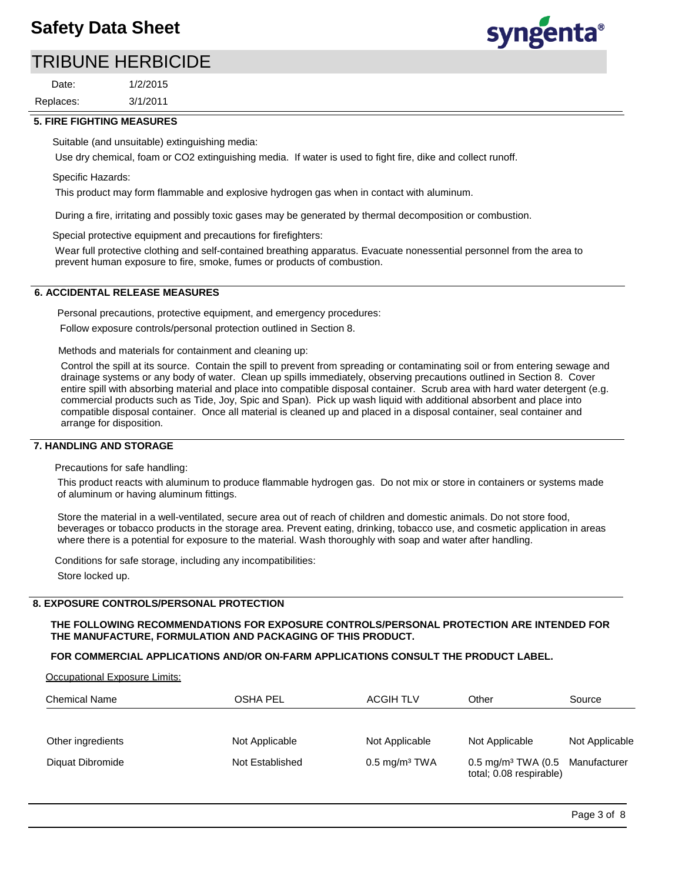## 5. FIRE FIGHTING MEASURES

Suitable (and unsuitable) extinguishing media:

Use dry chemical, foam or $CO_2$ extinguishing media. If water is used to fight fire, dike and collect runoff.

Specific Hazards:

This product may form flammable and explosive hydrogen gas when in contact with aluminum.

During a fire, irritating and possibly toxic gases may be generated by thermal decomposition or combustion.

Special protective equipment and precautions for firefighters:

Wear full protective clothing and self-contained breathing apparatus. Evacuate nonessential personnel from the area to prevent human exposure to fire, smoke, fumes or products of combustion.

## 6. ACCIDENTAL RELEASE MEASURES

Personal precautions, protective equipment, and emergency procedures:

Follow exposure controls/personal protection outlined in Section 8.

Methods and materials for containment and cleaning up:

Control the spill at its source. Contain the spill to prevent from spreading or contaminating soil or from entering sewage and drainage systems or any body of water. Clean up spills immediately, observing precautions outlined in Section 8. Cover entire spill with absorbing material and place into compatible disposal container. Scrub area with hard water detergent (e.g. commercial products such as Tide, Joy, Spic and Span). Pick up wash liquid with additional absorbent and place into compatible disposal container. Once all material is cleaned up and placed in a disposal container, seal container and arrange for disposition.

## 7. HANDLING AND STORAGE

Precautions for safe handling:

This product reacts with aluminum to produce flammable hydrogen gas. Do not mix or store in containers or systems made of aluminum or having aluminum fittings.

Store the material in a well-ventilated, secure area out of reach of children and domestic animals. Do not store food, beverages or tobacco products in the storage area. Prevent eating, drinking, tobacco use, and cosmetic application in areas where there is a potential for exposure to the material. Wash thoroughly with soap and water after handling.

Conditions for safe storage, including any incompatibilities:

Store locked up.

## 8. EXPOSURE CONTROLS/PERSONAL PROTECTION

**THE FOLLOWING RECOMMENDATIONS FOR EXPOSURE CONTROLS/PERSONAL PROTECTION ARE INTENDED FOR THE MANUFACTURE, FORMULATION AND PACKAGING OF THIS PRODUCT.**

**FOR COMMERCIAL APPLICATIONS AND/OR ON-FARM APPLICATIONS CONSULT THE PRODUCT LABEL.**

Occupational Exposure Limits:

| Chemical Name | OSHA PEL | ACGIH TLV | Other | Source |
|---|---|---|---|---|
| Other ingredients | Not Applicable | Not Applicable | Not Applicable | Not Applicable |
| Diquat Dibromide | Not Established | 0.5 $mg/m^3$ TWA | 0.5 $mg/m^3$ TWA (0.5 total; 0.08 respirable) | Manufacturer |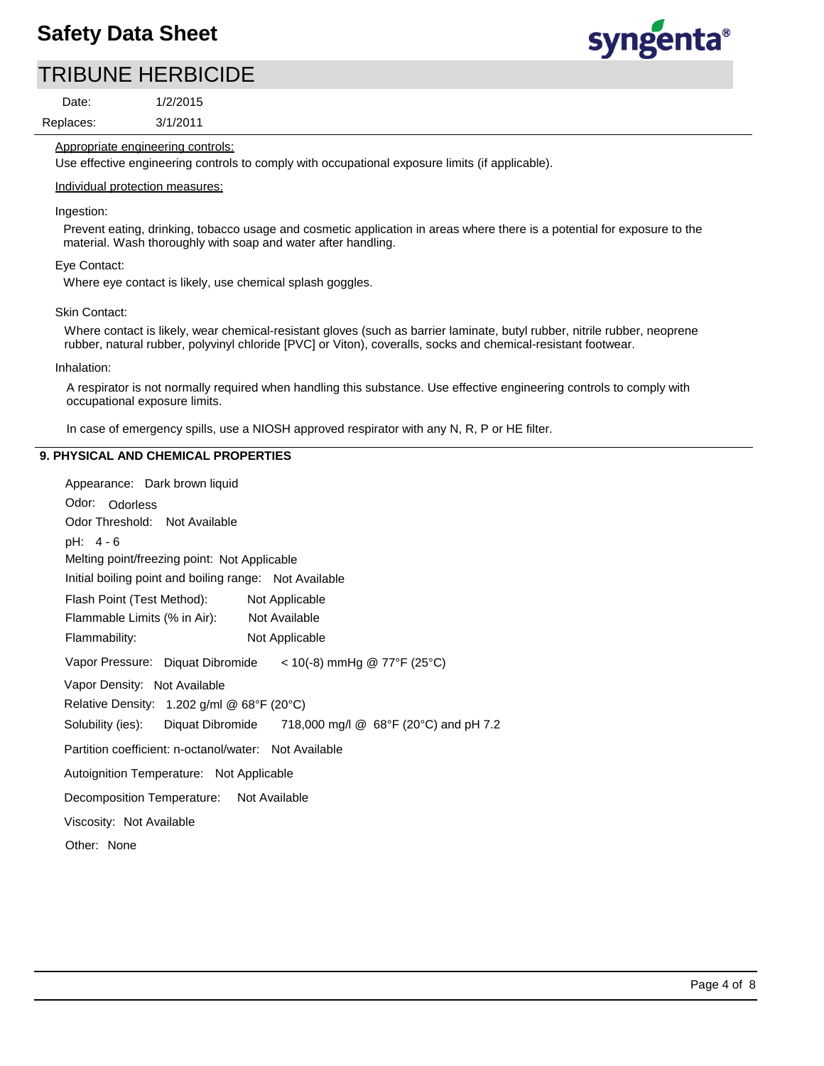Appropriate engineering controls:

Use effective engineering controls to comply with occupational exposure limits (if applicable).

Individual protection measures:

Ingestion:

Prevent eating, drinking, tobacco usage and cosmetic application in areas where there is a potential for exposure to the material. Wash thoroughly with soap and water after handling.

Eye Contact:

Where eye contact is likely, use chemical splash goggles.

Skin Contact:

Where contact is likely, wear chemical-resistant gloves (such as barrier laminate, butyl rubber, nitrile rubber, neoprene rubber, natural rubber, polyvinyl chloride [PVC] or Viton), coveralls, socks and chemical-resistant footwear.

Inhalation:

A respirator is not normally required when handling this substance. Use effective engineering controls to comply with occupational exposure limits.

In case of emergency spills, use a NIOSH approved respirator with any N, R, P or HE filter.

## 9. PHYSICAL AND CHEMICAL PROPERTIES

Appearance: Dark brown liquid

Odor: Odorless

Odor Threshold: Not Available

pH: 4 - 6

Melting point/freezing point: Not Applicable

Initial boiling point and boiling range: Not Available

Flash Point (Test Method): Not Applicable

Flammable Limits (% in Air): Not Available

Flammability: Not Applicable

Vapor Pressure: Diquat Dibromide < 10(-8) mmHg @ 77°F (25°C)

Vapor Density: Not Available

Relative Density: 1.202 g/ml @ 68°F (20°C)

Solubility (ies): Diquat Dibromide 718,000 mg/l @ 68°F (20°C) and pH 7.2

Partition coefficient: n-octanol/water: Not Available

Autoignition Temperature: Not Applicable

Decomposition Temperature: Not Available

Viscosity: Not Available

Other: None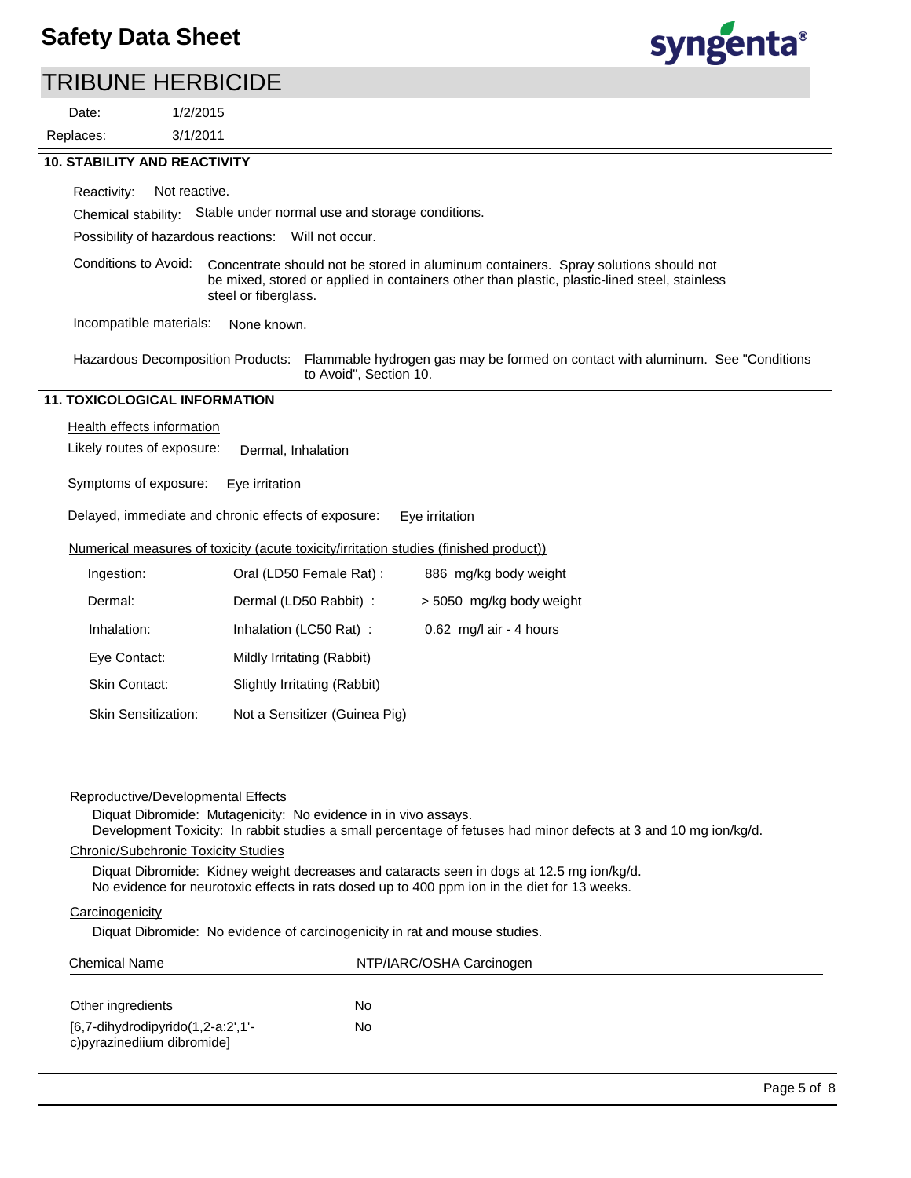## 10. STABILITY AND REACTIVITY

Reactivity: Not reactive.

Chemical stability: Stable under normal use and storage conditions.

Possibility of hazardous reactions: Will not occur.

Conditions to Avoid: Concentrate should not be stored in aluminum containers. Spray solutions should not be mixed, stored or applied in containers other than plastic, plastic-lined steel, stainless steel or fiberglass.

Incompatible materials: None known.

Hazardous Decomposition Products: Flammable hydrogen gas may be formed on contact with aluminum. See "Conditions to Avoid", Section 10.

## 11. TOXICOLOGICAL INFORMATION

Health effects information

Likely routes of exposure: Dermal, Inhalation

Symptoms of exposure: Eye irritation

Delayed, immediate and chronic effects of exposure: Eye irritation

Numerical measures of toxicity (acute toxicity/irritation studies (finished product))

| | | |
|---|---|---|
| Ingestion: | Oral (LD50 Female Rat) : | 886 mg/kg body weight |
| Dermal: | Dermal (LD50 Rabbit) : | > 5050 mg/kg body weight |
| Inhalation: | Inhalation (LC50 Rat) : | 0.62 mg/l air - 4 hours |
| Eye Contact: | Mildly Irritating (Rabbit) | |
| Skin Contact: | Slightly Irritating (Rabbit) | |
| Skin Sensitization: | Not a Sensitizer (Guinea Pig) | |

Reproductive/Developmental Effects

Diquat Dibromide: Mutagenicity: No evidence in in vivo assays.
Development Toxicity: In rabbit studies a small percentage of fetuses had minor defects at 3 and 10 mg ion/kg/d.

Chronic/Subchronic Toxicity Studies

Diquat Dibromide: Kidney weight decreases and cataracts seen in dogs at 12.5 mg ion/kg/d.
No evidence for neurotoxic effects in rats dosed up to 400 ppm ion in the diet for 13 weeks.

Carcinogenicity

Diquat Dibromide: No evidence of carcinogenicity in rat and mouse studies.

| Chemical Name | NTP/IARC/OSHA Carcinogen |
|---|---|
| Other ingredients | No |
| [6,7-dihydrodipyrido(1,2-a:2',1'-c)pyrazinediium dibromide] | No |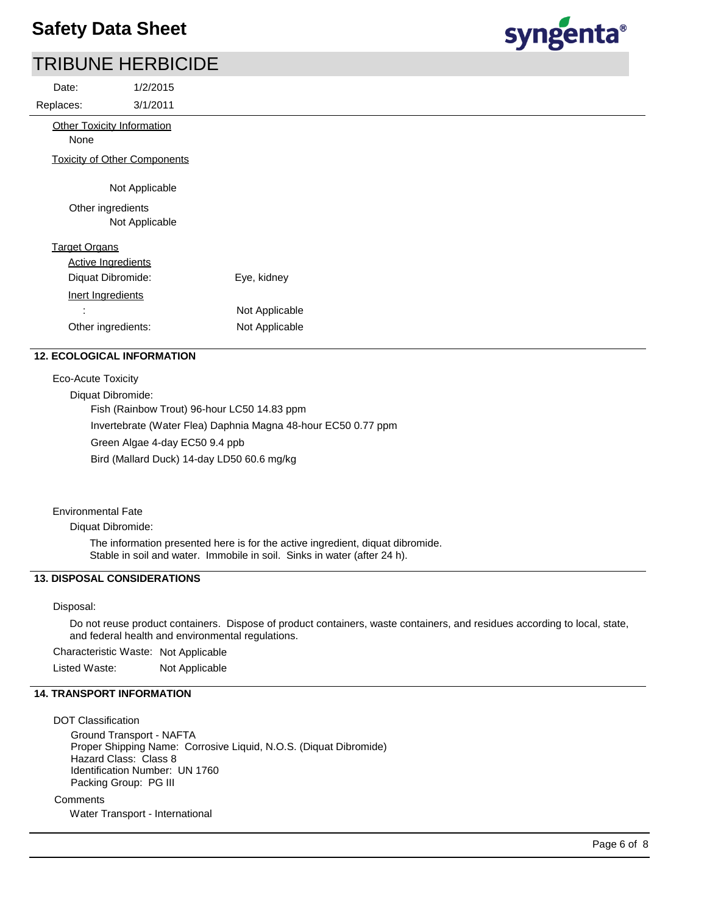Other Toxicity Information

None

Toxicity of Other Components

Not Applicable

Other ingredients

Not Applicable

Target Organs

Active Ingredients

| | |
|---|---|
| Diquat Dibromide: | Eye, kidney |

Inert Ingredients

| | |
|---|---|
| : | Not Applicable |
| Other ingredients: | Not Applicable |

## 12. ECOLOGICAL INFORMATION

Eco-Acute Toxicity

Diquat Dibromide:

Fish (Rainbow Trout) 96-hour LC50 14.83 ppm

Invertebrate (Water Flea) Daphnia Magna 48-hour EC50 0.77 ppm

Green Algae 4-day EC50 9.4 ppb

Bird (Mallard Duck) 14-day LD50 60.6 mg/kg

Environmental Fate

Diquat Dibromide:

The information presented here is for the active ingredient, diquat dibromide.
Stable in soil and water. Immobile in soil. Sinks in water (after 24 h).

## 13. DISPOSAL CONSIDERATIONS

Disposal:

Do not reuse product containers. Dispose of product containers, waste containers, and residues according to local, state, and federal health and environmental regulations.

Characteristic Waste: Not Applicable

Listed Waste: Not Applicable

## 14. TRANSPORT INFORMATION

DOT Classification

Ground Transport - NAFTA
Proper Shipping Name: Corrosive Liquid, N.O.S. (Diquat Dibromide)
Hazard Class: Class 8
Identification Number: UN 1760
Packing Group: PG III

Comments

Water Transport - International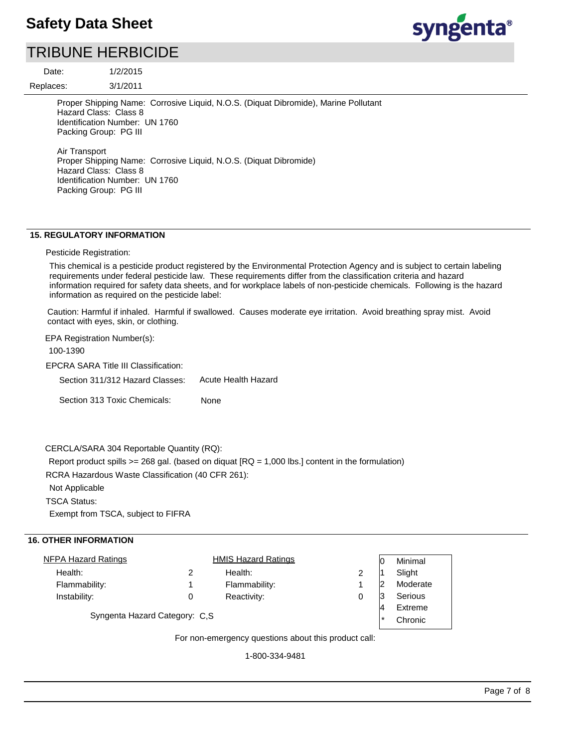Proper Shipping Name: Corrosive Liquid, N.O.S. (Diquat Dibromide), Marine Pollutant
Hazard Class: Class 8
Identification Number: UN 1760
Packing Group: PG III

Air Transport
Proper Shipping Name: Corrosive Liquid, N.O.S. (Diquat Dibromide)
Hazard Class: Class 8
Identification Number: UN 1760
Packing Group: PG III

## 15. REGULATORY INFORMATION

Pesticide Registration:

This chemical is a pesticide product registered by the Environmental Protection Agency and is subject to certain labeling requirements under federal pesticide law. These requirements differ from the classification criteria and hazard information required for safety data sheets, and for workplace labels of non-pesticide chemicals. Following is the hazard information as required on the pesticide label:

Caution: Harmful if inhaled. Harmful if swallowed. Causes moderate eye irritation. Avoid breathing spray mist. Avoid contact with eyes, skin, or clothing.

EPA Registration Number(s):

100-1390

EPCRA SARA Title III Classification:

Section 311/312 Hazard Classes: Acute Health Hazard

Section 313 Toxic Chemicals: None

CERCLA/SARA 304 Reportable Quantity (RQ):

Report product spills >= 268 gal. (based on diquat [RQ = 1,000 lbs.] content in the formulation)

RCRA Hazardous Waste Classification (40 CFR 261):

Not Applicable

TSCA Status:

Exempt from TSCA, subject to FIFRA

## 16. OTHER INFORMATION

| NFPA Hazard Ratings | | HMIS Hazard Ratings | |
|---|---|---|---|
| Health: | 2 | Health: | 2 |
| Flammability: | 1 | Flammability: | 1 |
| Instability: | 0 | Reactivity: | 0 |

| | |
|---|---|
| 0 | Minimal |
| 1 | Slight |
| 2 | Moderate |
| 3 | Serious |
| 4 | Extreme |
| * | Chronic |

Syngenta Hazard Category: C,S

For non-emergency questions about this product call:

1-800-334-9481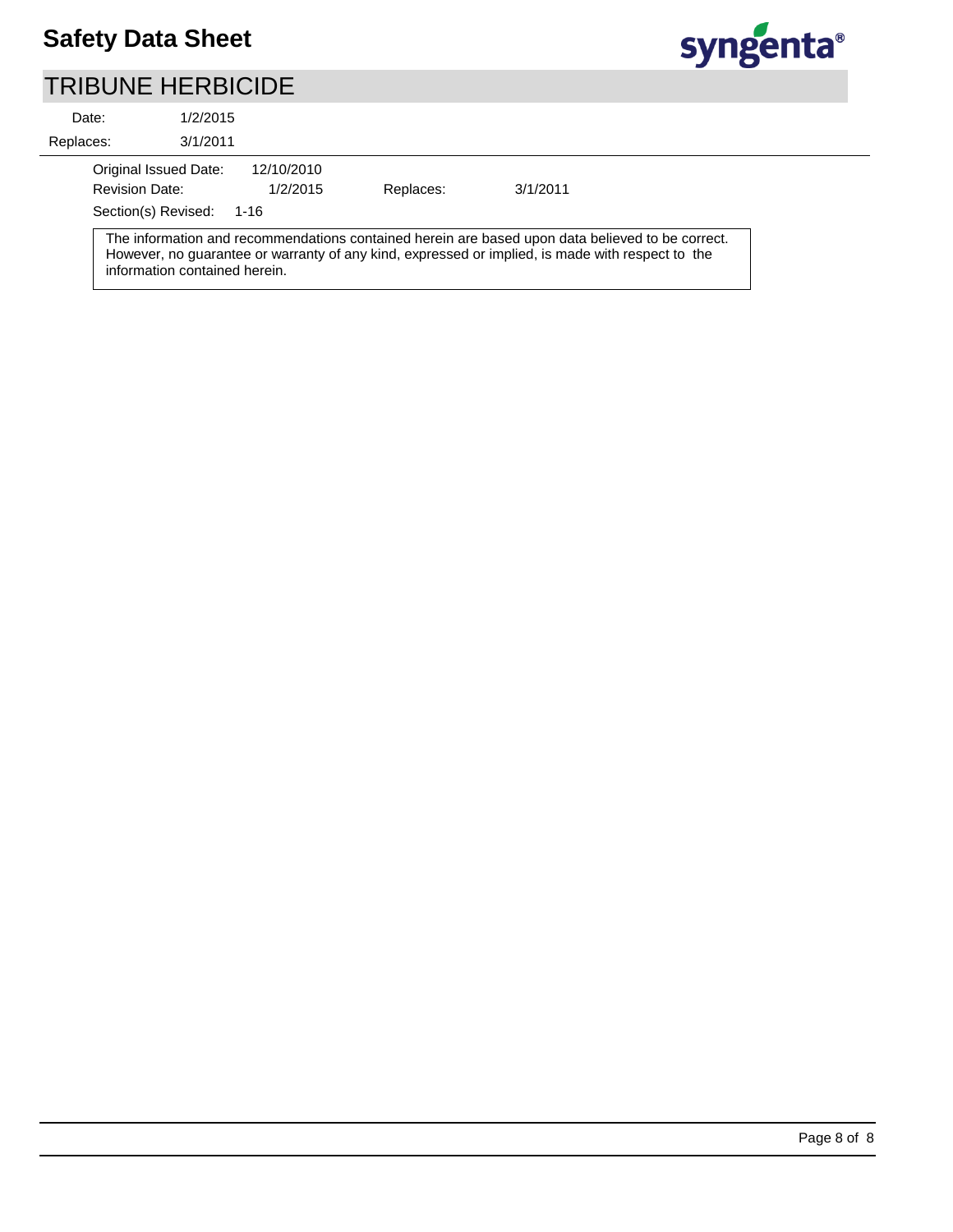Original Issued Date: 12/10/2010
Revision Date: 1/2/2015 Replaces: 3/1/2011
Section(s) Revised: 1-16

The information and recommendations contained herein are based upon data believed to be correct. However, no guarantee or warranty of any kind, expressed or implied, is made with respect to the information contained herein.